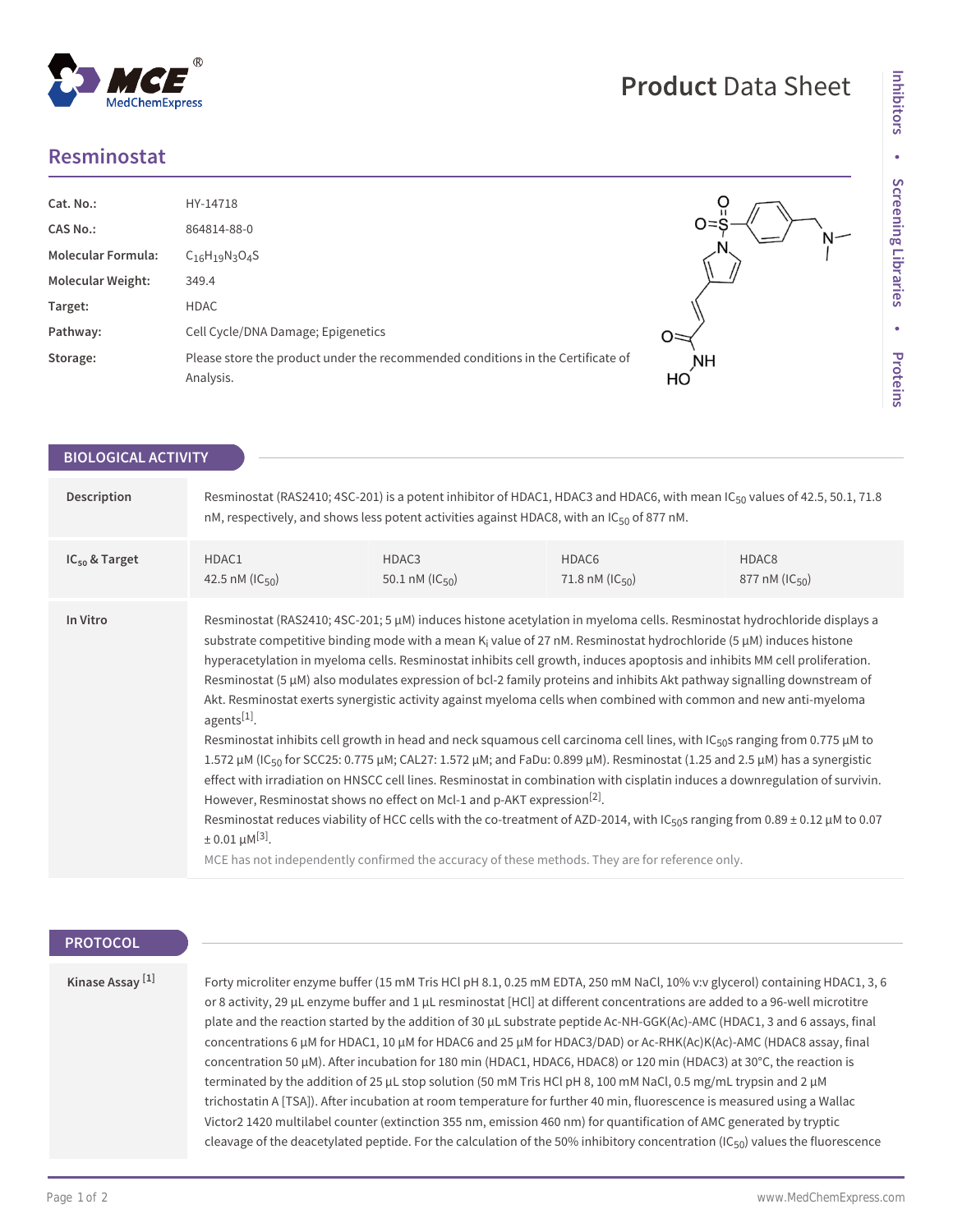# Resminostat

| | |
|---|---|
| **Cat. No.:** | HY-14718 |
| **CAS No.:** | 864814-88-0 |
| **Molecular Formula:** | $C_{16}H_{19}N_3O_4S$ |
| **Molecular Weight:** | 349.4 |
| **Target:** | HDAC |
| **Pathway:** | Cell Cycle/DNA Damage; Epigenetics |
| **Storage:** | Please store the product under the recommended conditions in the Certificate of Analysis. |

## BIOLOGICAL ACTIVITY

**Description**

Resminostat (RAS2410; 4SC-201) is a potent inhibitor of HDAC1, HDAC3 and HDAC6, with mean $IC_{50}$ values of 42.5, 50.1, 71.8 nM, respectively, and shows less potent activities against HDAC8, with an $IC_{50}$ of 877 nM.

**$IC_{50}$ & Target**

| HDAC1 | HDAC3 | HDAC6 | HDAC8 |
|---|---|---|---|
| 42.5 nM ($IC_{50}$) | 50.1 nM ($IC_{50}$) | 71.8 nM ($IC_{50}$) | 877 nM ($IC_{50}$) |

**In Vitro**

Resminostat (RAS2410; 4SC-201; 5 μM) induces histone acetylation in myeloma cells. Resminostat hydrochloride displays a substrate competitive binding mode with a mean $K_i$ value of 27 nM. Resminostat hydrochloride (5 μM) induces histone hyperacetylation in myeloma cells. Resminostat inhibits cell growth, induces apoptosis and inhibits MM cell proliferation. Resminostat (5 μM) also modulates expression of bcl-2 family proteins and inhibits Akt pathway signalling downstream of Akt. Resminostat exerts synergistic activity against myeloma cells when combined with common and new anti-myeloma agents[1].

Resminostat inhibits cell growth in head and neck squamous cell carcinoma cell lines, with $IC_{50}$s ranging from 0.775 μM to 1.572 μM ($IC_{50}$ for SCC25: 0.775 μM; CAL27: 1.572 μM; and FaDu: 0.899 μM). Resminostat (1.25 and 2.5 μM) has a synergistic effect with irradiation on HNSCC cell lines. Resminostat in combination with cisplatin induces a downregulation of survivin. However, Resminostat shows no effect on Mcl-1 and p-AKT expression[2].

Resminostat reduces viability of HCC cells with the co-treatment of AZD-2014, with $IC_{50}$s ranging from 0.89 ± 0.12 μM to 0.07 ± 0.01 μM[3].

MCE has not independently confirmed the accuracy of these methods. They are for reference only.

## PROTOCOL

**Kinase Assay [1]**

Forty microliter enzyme buffer (15 mM Tris HCl pH 8.1, 0.25 mM EDTA, 250 mM NaCl, 10% v:v glycerol) containing HDAC1, 3, 6 or 8 activity, 29 μL enzyme buffer and 1 μL resminostat [HCl] at different concentrations are added to a 96-well microtitre plate and the reaction started by the addition of 30 μL substrate peptide Ac-NH-GGK(Ac)-AMC (HDAC1, 3 and 6 assays, final concentrations 6 μM for HDAC1, 10 μM for HDAC6 and 25 μM for HDAC3/DAD) or Ac-RHK(Ac)K(Ac)-AMC (HDAC8 assay, final concentration 50 μM). After incubation for 180 min (HDAC1, HDAC6, HDAC8) or 120 min (HDAC3) at 30°C, the reaction is terminated by the addition of 25 μL stop solution (50 mM Tris HCl pH 8, 100 mM NaCl, 0.5 mg/mL trypsin and 2 μM trichostatin A [TSA]). After incubation at room temperature for further 40 min, fluorescence is measured using a Wallac Victor2 1420 multilabel counter (extinction 355 nm, emission 460 nm) for quantification of AMC generated by tryptic cleavage of the deacetylated peptide. For the calculation of the 50% inhibitory concentration ($IC_{50}$) values the fluorescence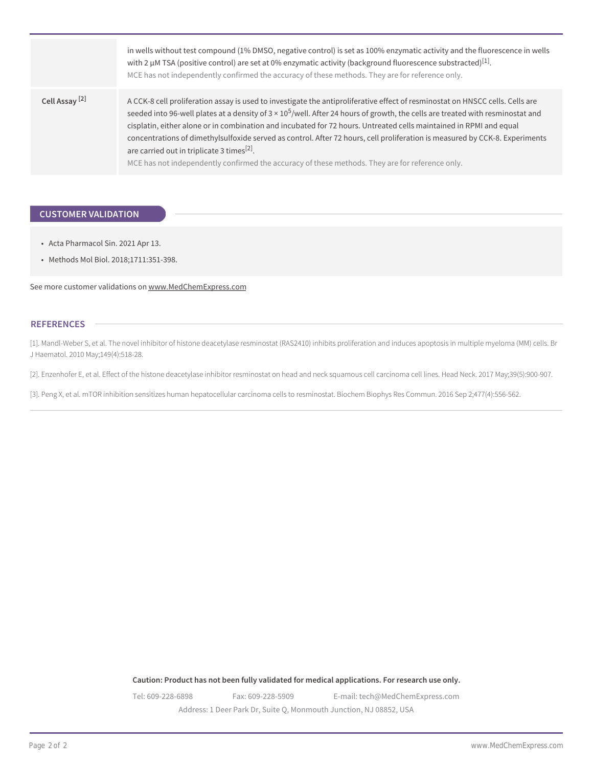| | |
|---|---|
| | in wells without test compound (1% DMSO, negative control) is set as 100% enzymatic activity and the fluorescence in wells with 2 μM TSA (positive control) are set at 0% enzymatic activity (background fluorescence substracted)[1]. MCE has not independently confirmed the accuracy of these methods. They are for reference only. |
| Cell Assay [2] | A CCK-8 cell proliferation assay is used to investigate the antiproliferative effect of resminostat on HNSCC cells. Cells are seeded into 96-well plates at a density of $3 \times 10^5$/well. After 24 hours of growth, the cells are treated with resminostat and cisplatin, either alone or in combination and incubated for 72 hours. Untreated cells maintained in RPMI and equal concentrations of dimethylsulfoxide served as control. After 72 hours, cell proliferation is measured by CCK-8. Experiments are carried out in triplicate 3 times[2]. MCE has not independently confirmed the accuracy of these methods. They are for reference only. |

## CUSTOMER VALIDATION

- Acta Pharmacol Sin. 2021 Apr 13.
- Methods Mol Biol. 2018;1711:351-398.

See more customer validations on www.MedChemExpress.com

## REFERENCES

[1]. Mandl-Weber S, et al. The novel inhibitor of histone deacetylase resminostat (RAS2410) inhibits proliferation and induces apoptosis in multiple myeloma (MM) cells. Br J Haematol. 2010 May;149(4):518-28.

[2]. Enzenhofer E, et al. Effect of the histone deacetylase inhibitor resminostat on head and neck squamous cell carcinoma cell lines. Head Neck. 2017 May;39(5):900-907.

[3]. Peng X, et al. mTOR inhibition sensitizes human hepatocellular carcinoma cells to resminostat. Biochem Biophys Res Commun. 2016 Sep 2;477(4):556-562.

**Caution: Product has not been fully validated for medical applications. For research use only.**

Tel: 609-228-6898　　Fax: 609-228-5909　　E-mail: tech@MedChemExpress.com

Address: 1 Deer Park Dr, Suite Q, Monmouth Junction, NJ 08852, USA